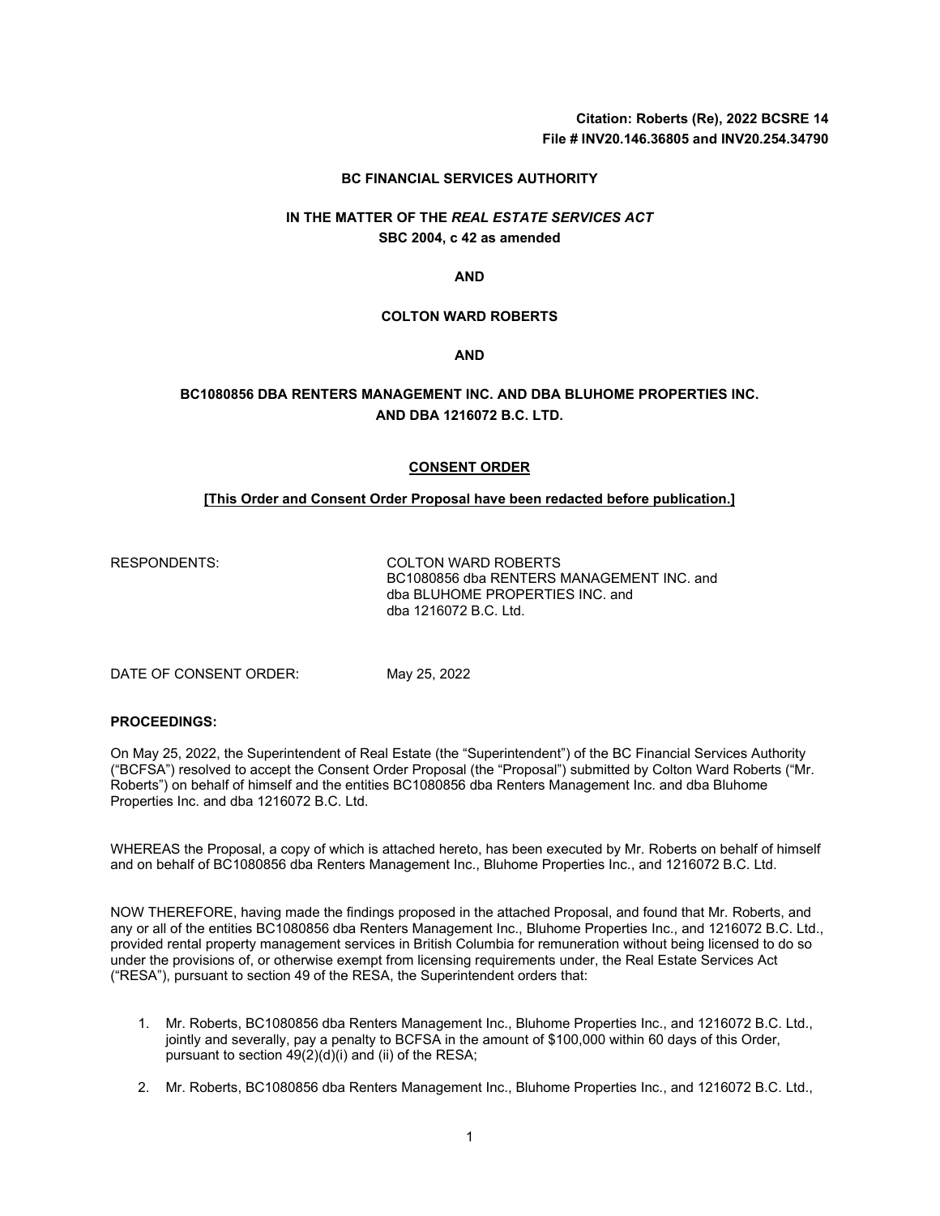**Citation: Roberts (Re), 2022 BCSRE 14**
**File # INV20.146.36805 and INV20.254.34790**

**BC FINANCIAL SERVICES AUTHORITY**

**IN THE MATTER OF THE *REAL ESTATE SERVICES ACT***
**SBC 2004, c 42 as amended**

**AND**

**COLTON WARD ROBERTS**

**AND**

**BC1080856 DBA RENTERS MANAGEMENT INC. AND DBA BLUHOME PROPERTIES INC. AND DBA 1216072 B.C. LTD.**

## CONSENT ORDER

**[This Order and Consent Order Proposal have been redacted before publication.]**

RESPONDENTS: COLTON WARD ROBERTS
BC1080856 dba RENTERS MANAGEMENT INC. and
dba BLUHOME PROPERTIES INC. and
dba 1216072 B.C. Ltd.

DATE OF CONSENT ORDER: May 25, 2022

**PROCEEDINGS:**

On May 25, 2022, the Superintendent of Real Estate (the "Superintendent") of the BC Financial Services Authority ("BCFSA") resolved to accept the Consent Order Proposal (the "Proposal") submitted by Colton Ward Roberts ("Mr. Roberts") on behalf of himself and the entities BC1080856 dba Renters Management Inc. and dba Bluhome Properties Inc. and dba 1216072 B.C. Ltd.

WHEREAS the Proposal, a copy of which is attached hereto, has been executed by Mr. Roberts on behalf of himself and on behalf of BC1080856 dba Renters Management Inc., Bluhome Properties Inc., and 1216072 B.C. Ltd.

NOW THEREFORE, having made the findings proposed in the attached Proposal, and found that Mr. Roberts, and any or all of the entities BC1080856 dba Renters Management Inc., Bluhome Properties Inc., and 1216072 B.C. Ltd., provided rental property management services in British Columbia for remuneration without being licensed to do so under the provisions of, or otherwise exempt from licensing requirements under, the Real Estate Services Act ("RESA"), pursuant to section 49 of the RESA, the Superintendent orders that:

1. Mr. Roberts, BC1080856 dba Renters Management Inc., Bluhome Properties Inc., and 1216072 B.C. Ltd., jointly and severally, pay a penalty to BCFSA in the amount of $100,000 within 60 days of this Order, pursuant to section 49(2)(d)(i) and (ii) of the RESA;
2. Mr. Roberts, BC1080856 dba Renters Management Inc., Bluhome Properties Inc., and 1216072 B.C. Ltd.,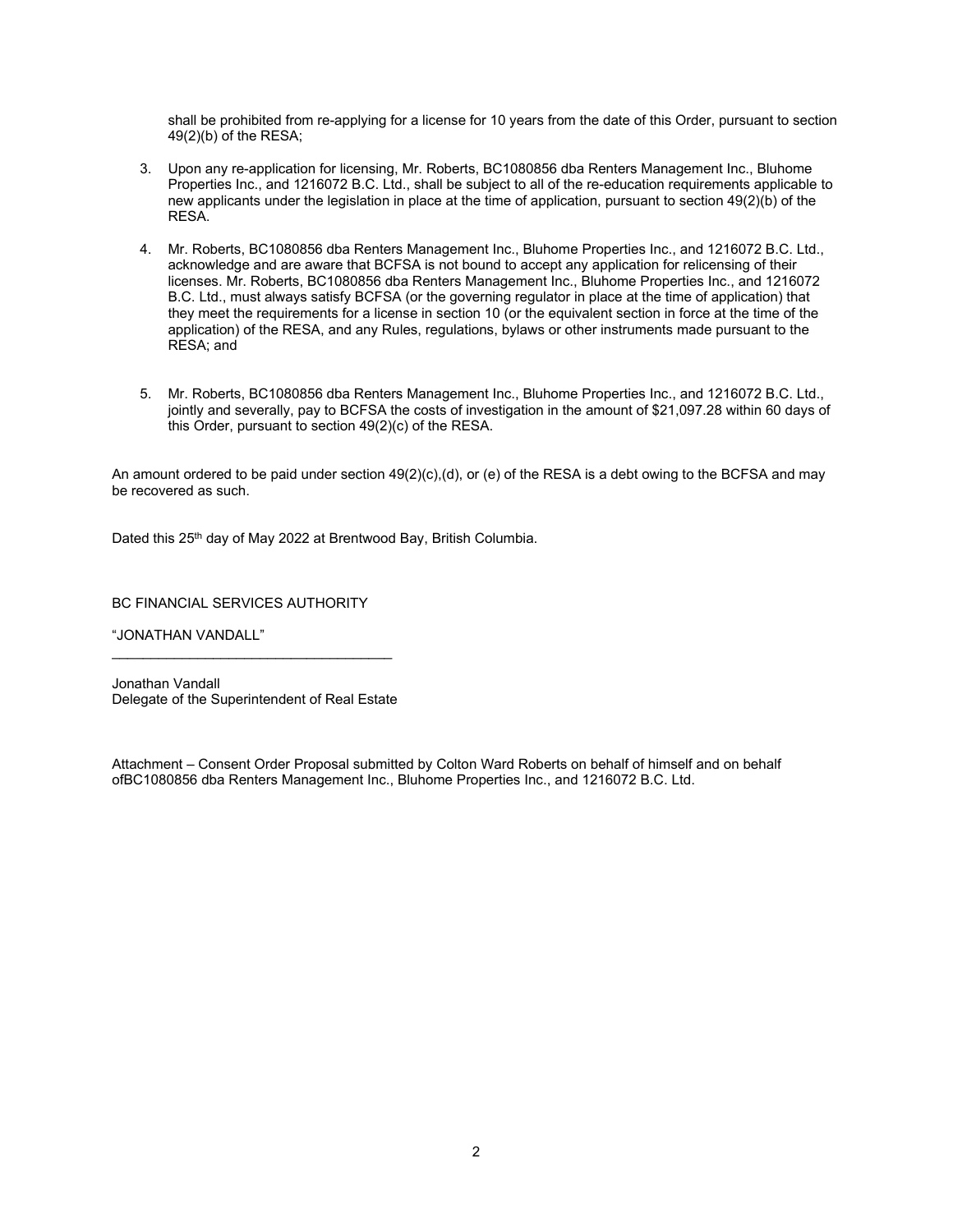shall be prohibited from re-applying for a license for 10 years from the date of this Order, pursuant to section 49(2)(b) of the RESA;

3. Upon any re-application for licensing, Mr. Roberts, BC1080856 dba Renters Management Inc., Bluhome Properties Inc., and 1216072 B.C. Ltd., shall be subject to all of the re-education requirements applicable to new applicants under the legislation in place at the time of application, pursuant to section 49(2)(b) of the RESA.

4. Mr. Roberts, BC1080856 dba Renters Management Inc., Bluhome Properties Inc., and 1216072 B.C. Ltd., acknowledge and are aware that BCFSA is not bound to accept any application for relicensing of their licenses. Mr. Roberts, BC1080856 dba Renters Management Inc., Bluhome Properties Inc., and 1216072 B.C. Ltd., must always satisfy BCFSA (or the governing regulator in place at the time of application) that they meet the requirements for a license in section 10 (or the equivalent section in force at the time of the application) of the RESA, and any Rules, regulations, bylaws or other instruments made pursuant to the RESA; and

5. Mr. Roberts, BC1080856 dba Renters Management Inc., Bluhome Properties Inc., and 1216072 B.C. Ltd., jointly and severally, pay to BCFSA the costs of investigation in the amount of $21,097.28 within 60 days of this Order, pursuant to section 49(2)(c) of the RESA.

An amount ordered to be paid under section 49(2)(c),(d), or (e) of the RESA is a debt owing to the BCFSA and may be recovered as such.

Dated this 25th day of May 2022 at Brentwood Bay, British Columbia.

BC FINANCIAL SERVICES AUTHORITY

"JONATHAN VANDALL"

\_\_\_\_\_\_\_\_\_\_\_\_\_\_\_\_\_\_\_\_\_\_\_\_\_\_\_\_\_\_\_\_\_\_\_\_

Jonathan Vandall
Delegate of the Superintendent of Real Estate

Attachment – Consent Order Proposal submitted by Colton Ward Roberts on behalf of himself and on behalf ofBC1080856 dba Renters Management Inc., Bluhome Properties Inc., and 1216072 B.C. Ltd.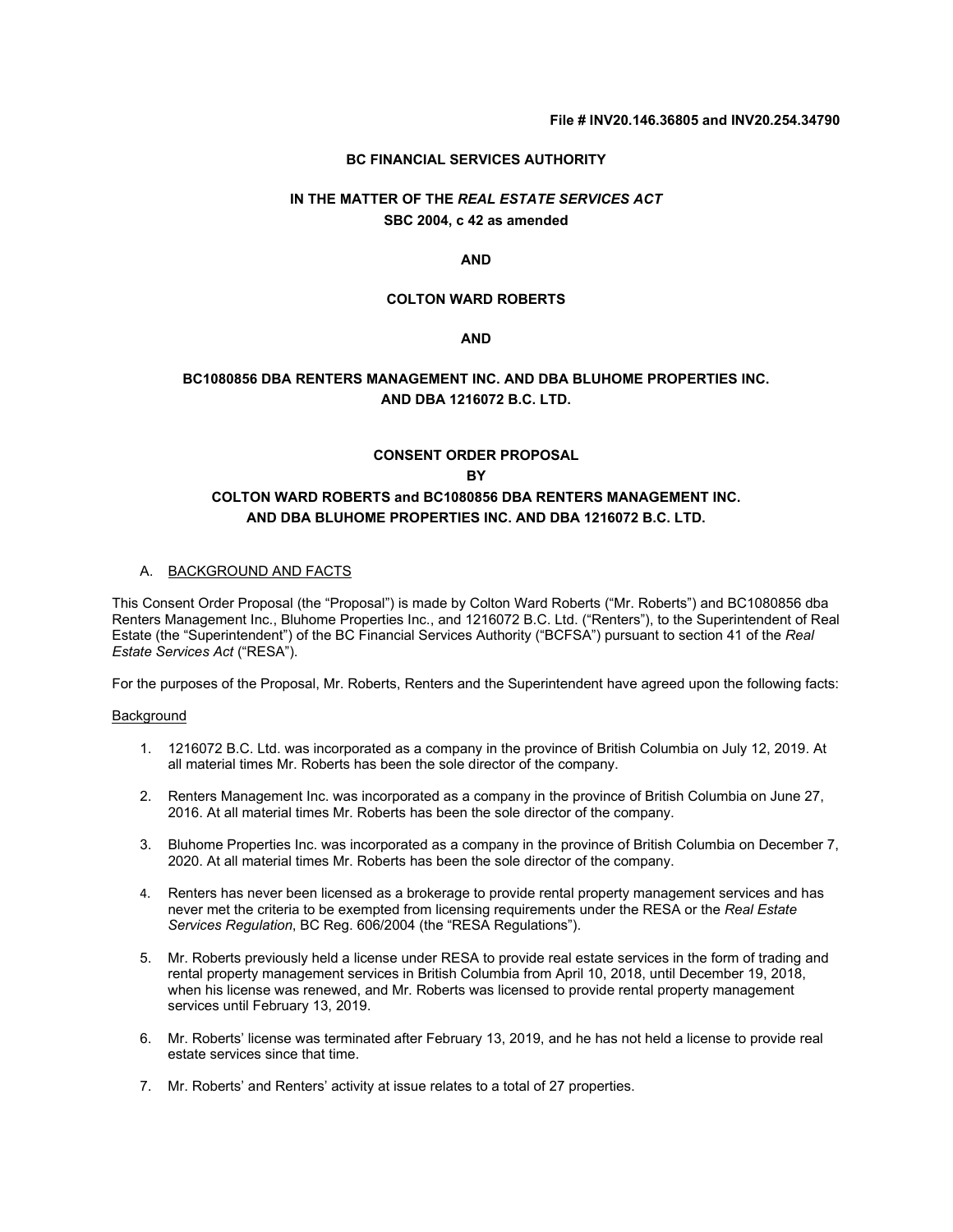**File # INV20.146.36805 and INV20.254.34790**

**BC FINANCIAL SERVICES AUTHORITY**

**IN THE MATTER OF THE *REAL ESTATE SERVICES ACT***
**SBC 2004, c 42 as amended**

**AND**

**COLTON WARD ROBERTS**

**AND**

**BC1080856 DBA RENTERS MANAGEMENT INC. AND DBA BLUHOME PROPERTIES INC. AND DBA 1216072 B.C. LTD.**

**CONSENT ORDER PROPOSAL**
**BY**
**COLTON WARD ROBERTS and BC1080856 DBA RENTERS MANAGEMENT INC. AND DBA BLUHOME PROPERTIES INC. AND DBA 1216072 B.C. LTD.**

A. <u>BACKGROUND AND FACTS</u>

This Consent Order Proposal (the "Proposal") is made by Colton Ward Roberts ("Mr. Roberts") and BC1080856 dba Renters Management Inc., Bluhome Properties Inc., and 1216072 B.C. Ltd. ("Renters"), to the Superintendent of Real Estate (the "Superintendent") of the BC Financial Services Authority ("BCFSA") pursuant to section 41 of the *Real Estate Services Act* ("RESA").

For the purposes of the Proposal, Mr. Roberts, Renters and the Superintendent have agreed upon the following facts:

<u>Background</u>

1. 1216072 B.C. Ltd. was incorporated as a company in the province of British Columbia on July 12, 2019. At all material times Mr. Roberts has been the sole director of the company.

2. Renters Management Inc. was incorporated as a company in the province of British Columbia on June 27, 2016. At all material times Mr. Roberts has been the sole director of the company.

3. Bluhome Properties Inc. was incorporated as a company in the province of British Columbia on December 7, 2020. At all material times Mr. Roberts has been the sole director of the company.

4. Renters has never been licensed as a brokerage to provide rental property management services and has never met the criteria to be exempted from licensing requirements under the RESA or the *Real Estate Services Regulation*, BC Reg. 606/2004 (the "RESA Regulations").

5. Mr. Roberts previously held a license under RESA to provide real estate services in the form of trading and rental property management services in British Columbia from April 10, 2018, until December 19, 2018, when his license was renewed, and Mr. Roberts was licensed to provide rental property management services until February 13, 2019.

6. Mr. Roberts' license was terminated after February 13, 2019, and he has not held a license to provide real estate services since that time.

7. Mr. Roberts' and Renters' activity at issue relates to a total of 27 properties.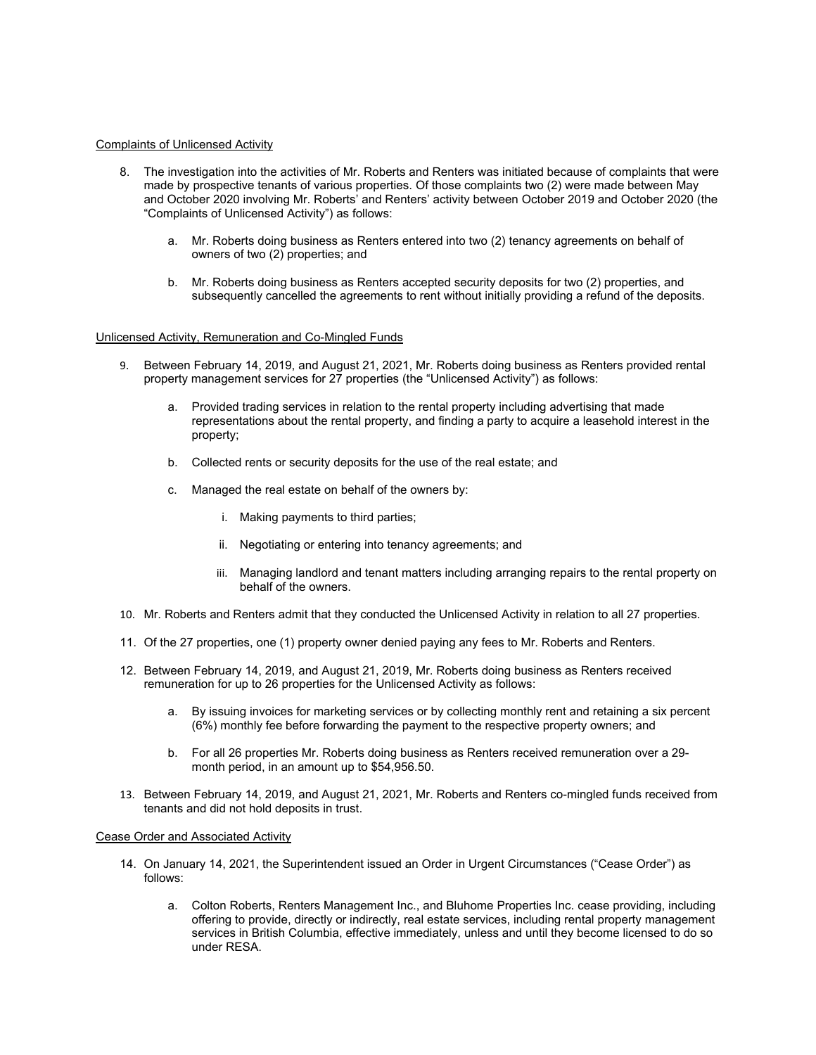Complaints of Unlicensed Activity

8. The investigation into the activities of Mr. Roberts and Renters was initiated because of complaints that were made by prospective tenants of various properties. Of those complaints two (2) were made between May and October 2020 involving Mr. Roberts' and Renters' activity between October 2019 and October 2020 (the "Complaints of Unlicensed Activity") as follows:

   a. Mr. Roberts doing business as Renters entered into two (2) tenancy agreements on behalf of owners of two (2) properties; and

   b. Mr. Roberts doing business as Renters accepted security deposits for two (2) properties, and subsequently cancelled the agreements to rent without initially providing a refund of the deposits.

Unlicensed Activity, Remuneration and Co-Mingled Funds

9. Between February 14, 2019, and August 21, 2021, Mr. Roberts doing business as Renters provided rental property management services for 27 properties (the "Unlicensed Activity") as follows:

   a. Provided trading services in relation to the rental property including advertising that made representations about the rental property, and finding a party to acquire a leasehold interest in the property;

   b. Collected rents or security deposits for the use of the real estate; and

   c. Managed the real estate on behalf of the owners by:

      i. Making payments to third parties;

      ii. Negotiating or entering into tenancy agreements; and

      iii. Managing landlord and tenant matters including arranging repairs to the rental property on behalf of the owners.

10. Mr. Roberts and Renters admit that they conducted the Unlicensed Activity in relation to all 27 properties.

11. Of the 27 properties, one (1) property owner denied paying any fees to Mr. Roberts and Renters.

12. Between February 14, 2019, and August 21, 2019, Mr. Roberts doing business as Renters received remuneration for up to 26 properties for the Unlicensed Activity as follows:

   a. By issuing invoices for marketing services or by collecting monthly rent and retaining a six percent (6%) monthly fee before forwarding the payment to the respective property owners; and

   b. For all 26 properties Mr. Roberts doing business as Renters received remuneration over a 29-month period, in an amount up to $54,956.50.

13. Between February 14, 2019, and August 21, 2021, Mr. Roberts and Renters co-mingled funds received from tenants and did not hold deposits in trust.

Cease Order and Associated Activity

14. On January 14, 2021, the Superintendent issued an Order in Urgent Circumstances ("Cease Order") as follows:

   a. Colton Roberts, Renters Management Inc., and Bluhome Properties Inc. cease providing, including offering to provide, directly or indirectly, real estate services, including rental property management services in British Columbia, effective immediately, unless and until they become licensed to do so under RESA.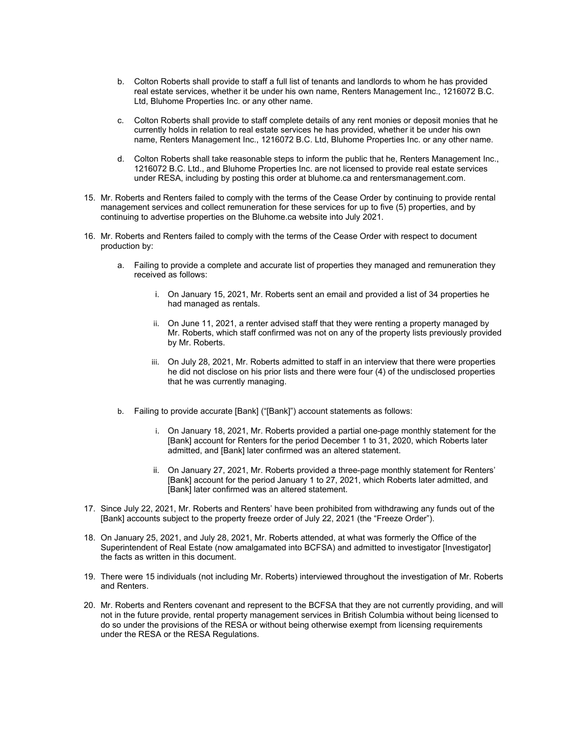b. Colton Roberts shall provide to staff a full list of tenants and landlords to whom he has provided real estate services, whether it be under his own name, Renters Management Inc., 1216072 B.C. Ltd, Bluhome Properties Inc. or any other name.

c. Colton Roberts shall provide to staff complete details of any rent monies or deposit monies that he currently holds in relation to real estate services he has provided, whether it be under his own name, Renters Management Inc., 1216072 B.C. Ltd, Bluhome Properties Inc. or any other name.

d. Colton Roberts shall take reasonable steps to inform the public that he, Renters Management Inc., 1216072 B.C. Ltd., and Bluhome Properties Inc. are not licensed to provide real estate services under RESA, including by posting this order at bluhome.ca and rentersmanagement.com.

15. Mr. Roberts and Renters failed to comply with the terms of the Cease Order by continuing to provide rental management services and collect remuneration for these services for up to five (5) properties, and by continuing to advertise properties on the Bluhome.ca website into July 2021.

16. Mr. Roberts and Renters failed to comply with the terms of the Cease Order with respect to document production by:

    a. Failing to provide a complete and accurate list of properties they managed and remuneration they received as follows:

        i. On January 15, 2021, Mr. Roberts sent an email and provided a list of 34 properties he had managed as rentals.

        ii. On June 11, 2021, a renter advised staff that they were renting a property managed by Mr. Roberts, which staff confirmed was not on any of the property lists previously provided by Mr. Roberts.

        iii. On July 28, 2021, Mr. Roberts admitted to staff in an interview that there were properties he did not disclose on his prior lists and there were four (4) of the undisclosed properties that he was currently managing.

    b. Failing to provide accurate [Bank] ("[Bank]") account statements as follows:

        i. On January 18, 2021, Mr. Roberts provided a partial one-page monthly statement for the [Bank] account for Renters for the period December 1 to 31, 2020, which Roberts later admitted, and [Bank] later confirmed was an altered statement.

        ii. On January 27, 2021, Mr. Roberts provided a three-page monthly statement for Renters' [Bank] account for the period January 1 to 27, 2021, which Roberts later admitted, and [Bank] later confirmed was an altered statement.

17. Since July 22, 2021, Mr. Roberts and Renters' have been prohibited from withdrawing any funds out of the [Bank] accounts subject to the property freeze order of July 22, 2021 (the "Freeze Order").

18. On January 25, 2021, and July 28, 2021, Mr. Roberts attended, at what was formerly the Office of the Superintendent of Real Estate (now amalgamated into BCFSA) and admitted to investigator [Investigator] the facts as written in this document.

19. There were 15 individuals (not including Mr. Roberts) interviewed throughout the investigation of Mr. Roberts and Renters.

20. Mr. Roberts and Renters covenant and represent to the BCFSA that they are not currently providing, and will not in the future provide, rental property management services in British Columbia without being licensed to do so under the provisions of the RESA or without being otherwise exempt from licensing requirements under the RESA or the RESA Regulations.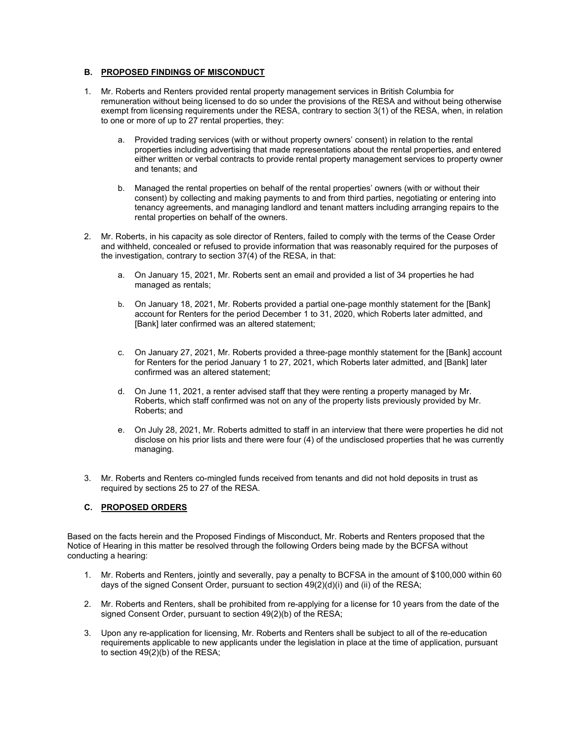## B. PROPOSED FINDINGS OF MISCONDUCT

1. Mr. Roberts and Renters provided rental property management services in British Columbia for remuneration without being licensed to do so under the provisions of the RESA and without being otherwise exempt from licensing requirements under the RESA, contrary to section 3(1) of the RESA, when, in relation to one or more of up to 27 rental properties, they:

    a. Provided trading services (with or without property owners' consent) in relation to the rental properties including advertising that made representations about the rental properties, and entered either written or verbal contracts to provide rental property management services to property owner and tenants; and

    b. Managed the rental properties on behalf of the rental properties' owners (with or without their consent) by collecting and making payments to and from third parties, negotiating or entering into tenancy agreements, and managing landlord and tenant matters including arranging repairs to the rental properties on behalf of the owners.

2. Mr. Roberts, in his capacity as sole director of Renters, failed to comply with the terms of the Cease Order and withheld, concealed or refused to provide information that was reasonably required for the purposes of the investigation, contrary to section 37(4) of the RESA, in that:

    a. On January 15, 2021, Mr. Roberts sent an email and provided a list of 34 properties he had managed as rentals;

    b. On January 18, 2021, Mr. Roberts provided a partial one-page monthly statement for the [Bank] account for Renters for the period December 1 to 31, 2020, which Roberts later admitted, and [Bank] later confirmed was an altered statement;

    c. On January 27, 2021, Mr. Roberts provided a three-page monthly statement for the [Bank] account for Renters for the period January 1 to 27, 2021, which Roberts later admitted, and [Bank] later confirmed was an altered statement;

    d. On June 11, 2021, a renter advised staff that they were renting a property managed by Mr. Roberts, which staff confirmed was not on any of the property lists previously provided by Mr. Roberts; and

    e. On July 28, 2021, Mr. Roberts admitted to staff in an interview that there were properties he did not disclose on his prior lists and there were four (4) of the undisclosed properties that he was currently managing.

3. Mr. Roberts and Renters co-mingled funds received from tenants and did not hold deposits in trust as required by sections 25 to 27 of the RESA.

## C. PROPOSED ORDERS

Based on the facts herein and the Proposed Findings of Misconduct, Mr. Roberts and Renters proposed that the Notice of Hearing in this matter be resolved through the following Orders being made by the BCFSA without conducting a hearing:

1. Mr. Roberts and Renters, jointly and severally, pay a penalty to BCFSA in the amount of $100,000 within 60 days of the signed Consent Order, pursuant to section 49(2)(d)(i) and (ii) of the RESA;

2. Mr. Roberts and Renters, shall be prohibited from re-applying for a license for 10 years from the date of the signed Consent Order, pursuant to section 49(2)(b) of the RESA;

3. Upon any re-application for licensing, Mr. Roberts and Renters shall be subject to all of the re-education requirements applicable to new applicants under the legislation in place at the time of application, pursuant to section 49(2)(b) of the RESA;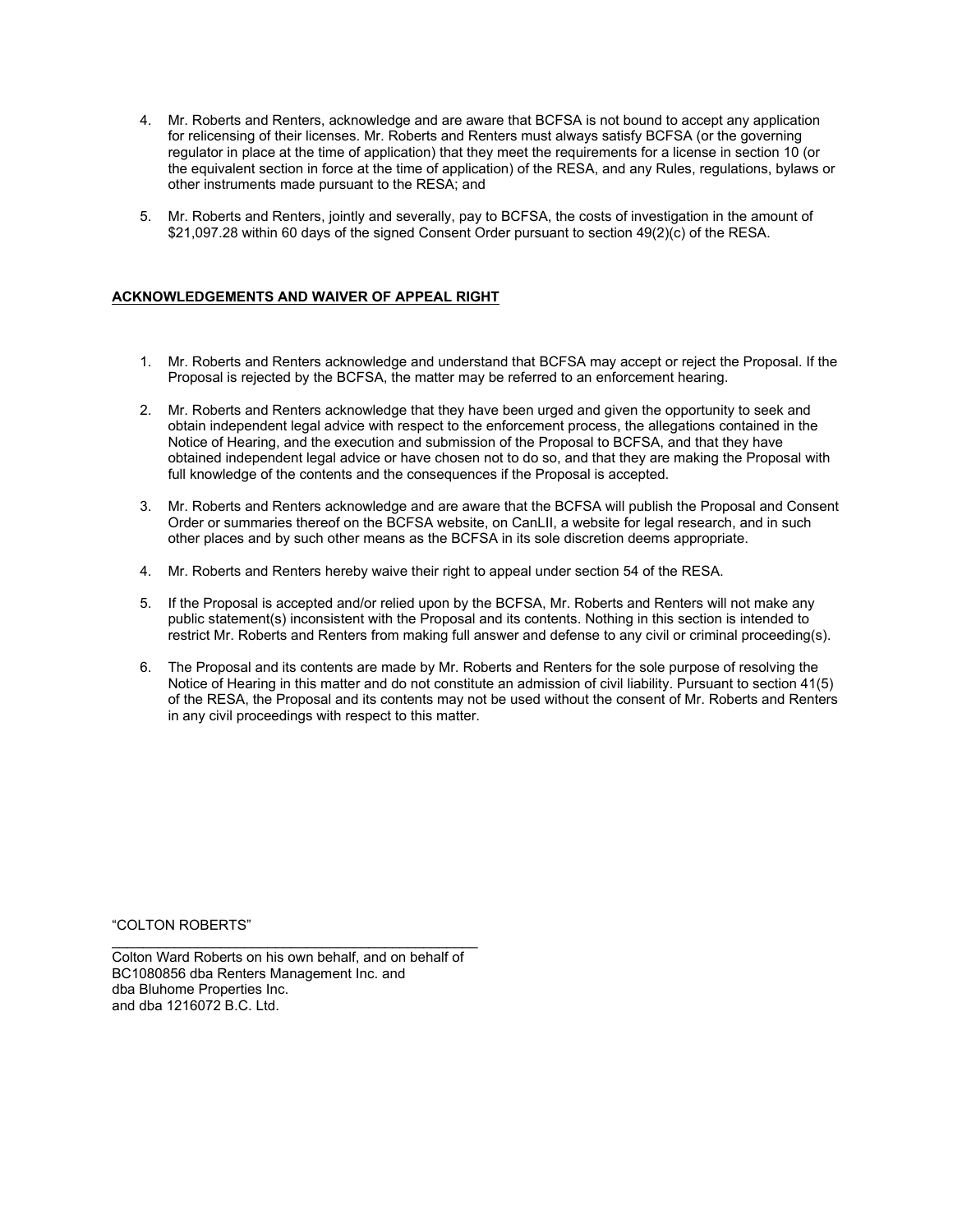4. Mr. Roberts and Renters, acknowledge and are aware that BCFSA is not bound to accept any application for relicensing of their licenses. Mr. Roberts and Renters must always satisfy BCFSA (or the governing regulator in place at the time of application) that they meet the requirements for a license in section 10 (or the equivalent section in force at the time of application) of the RESA, and any Rules, regulations, bylaws or other instruments made pursuant to the RESA; and

5. Mr. Roberts and Renters, jointly and severally, pay to BCFSA, the costs of investigation in the amount of $21,097.28 within 60 days of the signed Consent Order pursuant to section 49(2)(c) of the RESA.

**ACKNOWLEDGEMENTS AND WAIVER OF APPEAL RIGHT**

1. Mr. Roberts and Renters acknowledge and understand that BCFSA may accept or reject the Proposal. If the Proposal is rejected by the BCFSA, the matter may be referred to an enforcement hearing.

2. Mr. Roberts and Renters acknowledge that they have been urged and given the opportunity to seek and obtain independent legal advice with respect to the enforcement process, the allegations contained in the Notice of Hearing, and the execution and submission of the Proposal to BCFSA, and that they have obtained independent legal advice or have chosen not to do so, and that they are making the Proposal with full knowledge of the contents and the consequences if the Proposal is accepted.

3. Mr. Roberts and Renters acknowledge and are aware that the BCFSA will publish the Proposal and Consent Order or summaries thereof on the BCFSA website, on CanLII, a website for legal research, and in such other places and by such other means as the BCFSA in its sole discretion deems appropriate.

4. Mr. Roberts and Renters hereby waive their right to appeal under section 54 of the RESA.

5. If the Proposal is accepted and/or relied upon by the BCFSA, Mr. Roberts and Renters will not make any public statement(s) inconsistent with the Proposal and its contents. Nothing in this section is intended to restrict Mr. Roberts and Renters from making full answer and defense to any civil or criminal proceeding(s).

6. The Proposal and its contents are made by Mr. Roberts and Renters for the sole purpose of resolving the Notice of Hearing in this matter and do not constitute an admission of civil liability. Pursuant to section 41(5) of the RESA, the Proposal and its contents may not be used without the consent of Mr. Roberts and Renters in any civil proceedings with respect to this matter.

"COLTON ROBERTS"

\_\_\_\_\_\_\_\_\_\_\_\_\_\_\_\_\_\_\_\_\_\_\_\_\_\_\_\_\_\_\_\_\_\_\_\_\_\_\_\_\_\_\_\_

Colton Ward Roberts on his own behalf, and on behalf of
BC1080856 dba Renters Management Inc. and
dba Bluhome Properties Inc.
and dba 1216072 B.C. Ltd.